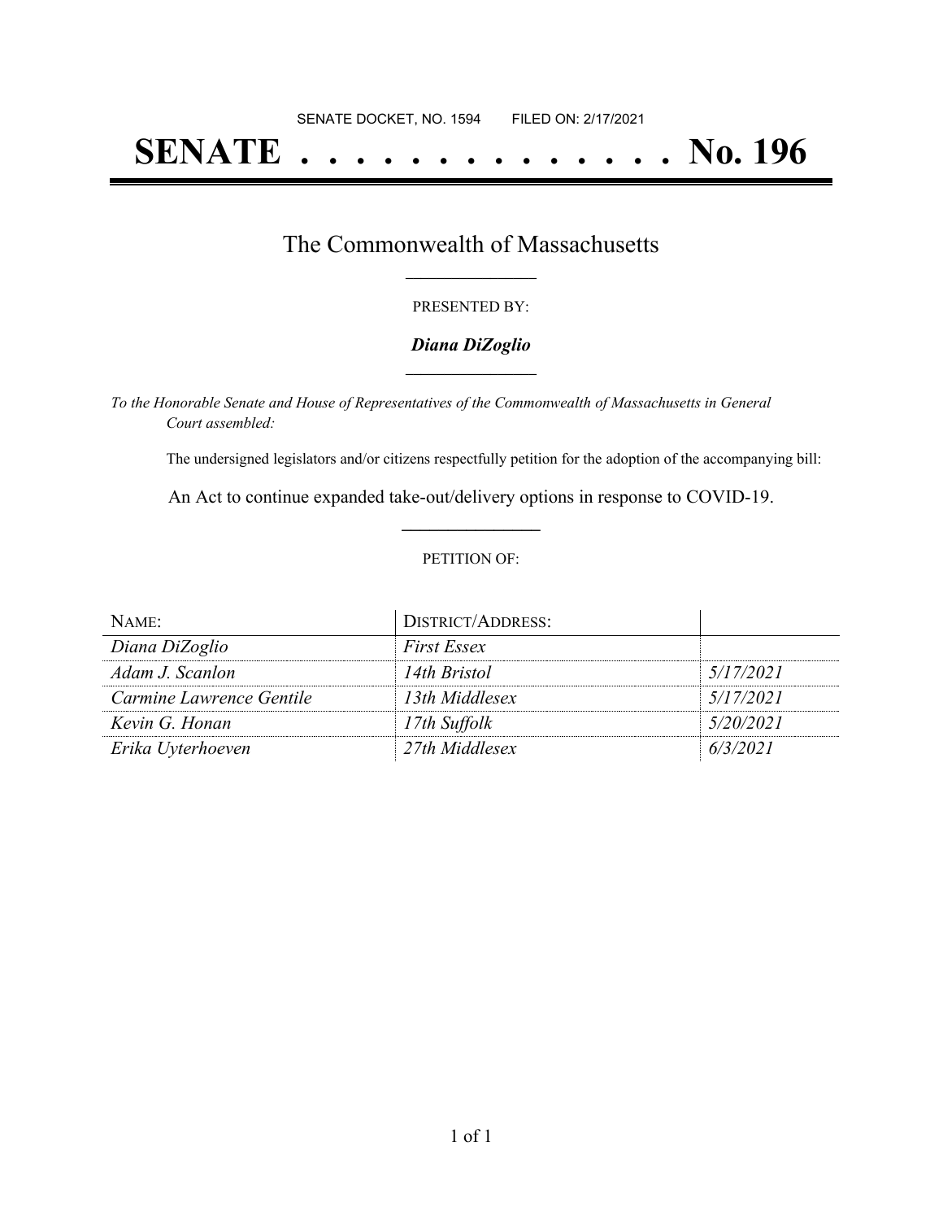SENATE DOCKET, NO. 1594 FILED ON: 2/17/2021

# SENATE . . . . . . . . . . . . . . No. 196

## The Commonwealth of Massachusetts

PRESENTED BY:

***Diana DiZoglio***

*To the Honorable Senate and House of Representatives of the Commonwealth of Massachusetts in General Court assembled:*

The undersigned legislators and/or citizens respectfully petition for the adoption of the accompanying bill:

An Act to continue expanded take-out/delivery options in response to COVID-19.

PETITION OF:

| NAME: | DISTRICT/ADDRESS: | |
|---|---|---|
| *Diana DiZoglio* | *First Essex* | |
| *Adam J. Scanlon* | *14th Bristol* | *5/17/2021* |
| *Carmine Lawrence Gentile* | *13th Middlesex* | *5/17/2021* |
| *Kevin G. Honan* | *17th Suffolk* | *5/20/2021* |
| *Erika Uyterhoeven* | *27th Middlesex* | *6/3/2021* |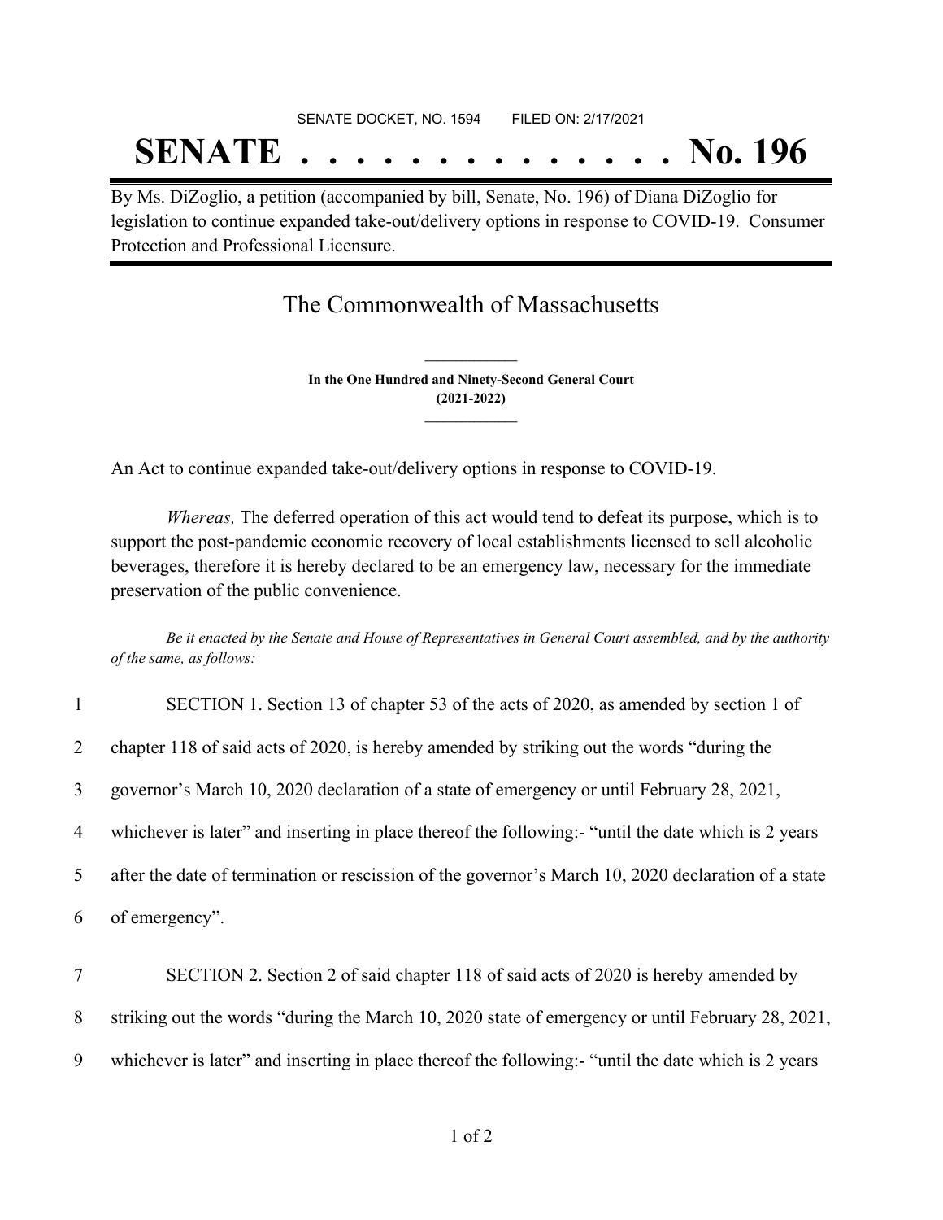SENATE DOCKET, NO. 1594 FILED ON: 2/17/2021

# SENATE . . . . . . . . . . . . . . No. 196

By Ms. DiZoglio, a petition (accompanied by bill, Senate, No. 196) of Diana DiZoglio for legislation to continue expanded take-out/delivery options in response to COVID-19. Consumer Protection and Professional Licensure.

## The Commonwealth of Massachusetts

**In the One Hundred and Ninety-Second General Court**
**(2021-2022)**

An Act to continue expanded take-out/delivery options in response to COVID-19.

*Whereas,* The deferred operation of this act would tend to defeat its purpose, which is to support the post-pandemic economic recovery of local establishments licensed to sell alcoholic beverages, therefore it is hereby declared to be an emergency law, necessary for the immediate preservation of the public convenience.

*Be it enacted by the Senate and House of Representatives in General Court assembled, and by the authority of the same, as follows:*

1 SECTION 1. Section 13 of chapter 53 of the acts of 2020, as amended by section 1 of
2 chapter 118 of said acts of 2020, is hereby amended by striking out the words "during the
3 governor's March 10, 2020 declaration of a state of emergency or until February 28, 2021,
4 whichever is later" and inserting in place thereof the following:- "until the date which is 2 years
5 after the date of termination or rescission of the governor's March 10, 2020 declaration of a state
6 of emergency".

7 SECTION 2. Section 2 of said chapter 118 of said acts of 2020 is hereby amended by
8 striking out the words "during the March 10, 2020 state of emergency or until February 28, 2021,
9 whichever is later" and inserting in place thereof the following:- "until the date which is 2 years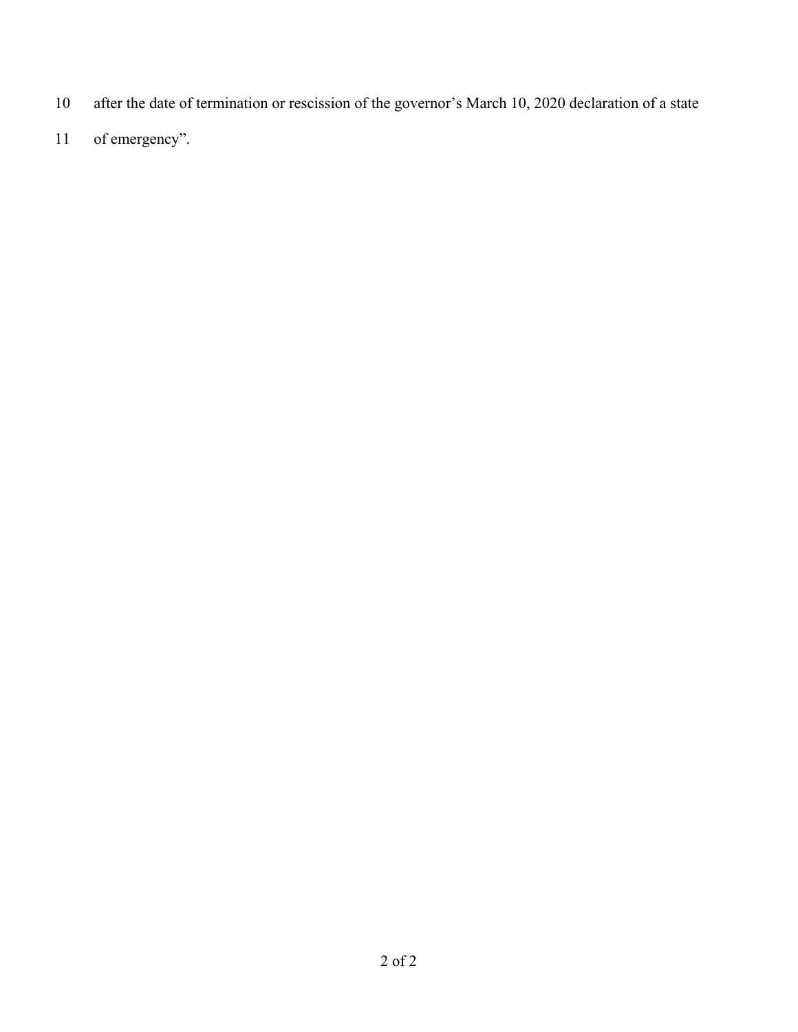after the date of termination or rescission of the governor's March 10, 2020 declaration of a state of emergency".